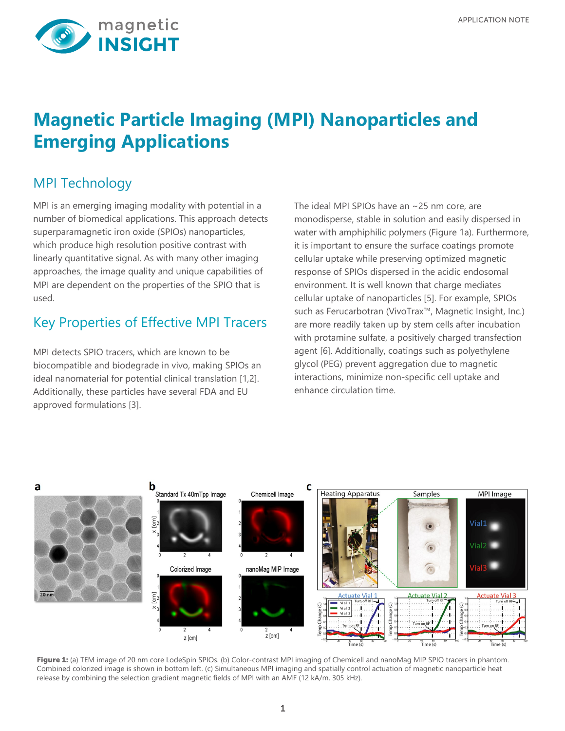# Magnetic Particle Imaging (MPI) Nanoparticles and Emerging Applications

## MPI Technology

MPI is an emerging imaging modality with potential in a number of biomedical applications. This approach detects superparamagnetic iron oxide (SPIOs) nanoparticles, which produce high resolution positive contrast with linearly quantitative signal. As with many other imaging approaches, the image quality and unique capabilities of MPI are dependent on the properties of the SPIO that is used.

## Key Properties of Effective MPI Tracers

MPI detects SPIO tracers, which are known to be biocompatible and biodegrade in vivo, making SPIOs an ideal nanomaterial for potential clinical translation [1,2]. Additionally, these particles have several FDA and EU approved formulations [3].

The ideal MPI SPIOs have an ~25 nm core, are monodisperse, stable in solution and easily dispersed in water with amphiphilic polymers (Figure 1a). Furthermore, it is important to ensure the surface coatings promote cellular uptake while preserving optimized magnetic response of SPIOs dispersed in the acidic endosomal environment. It is well known that charge mediates cellular uptake of nanoparticles [5]. For example, SPIOs such as Ferucarbotran (VivoTrax™, Magnetic Insight, Inc.) are more readily taken up by stem cells after incubation with protamine sulfate, a positively charged transfection agent [6]. Additionally, coatings such as polyethylene glycol (PEG) prevent aggregation due to magnetic interactions, minimize non-specific cell uptake and enhance circulation time.

**Figure 1:** (a) TEM image of 20 nm core LodeSpin SPIOs. (b) Color-contrast MPI imaging of Chemicell and nanoMag MIP SPIO tracers in phantom. Combined colorized image is shown in bottom left. (c) Simultaneous MPI imaging and spatially control actuation of magnetic nanoparticle heat release by combining the selection gradient magnetic fields of MPI with an AMF (12 kA/m, 305 kHz).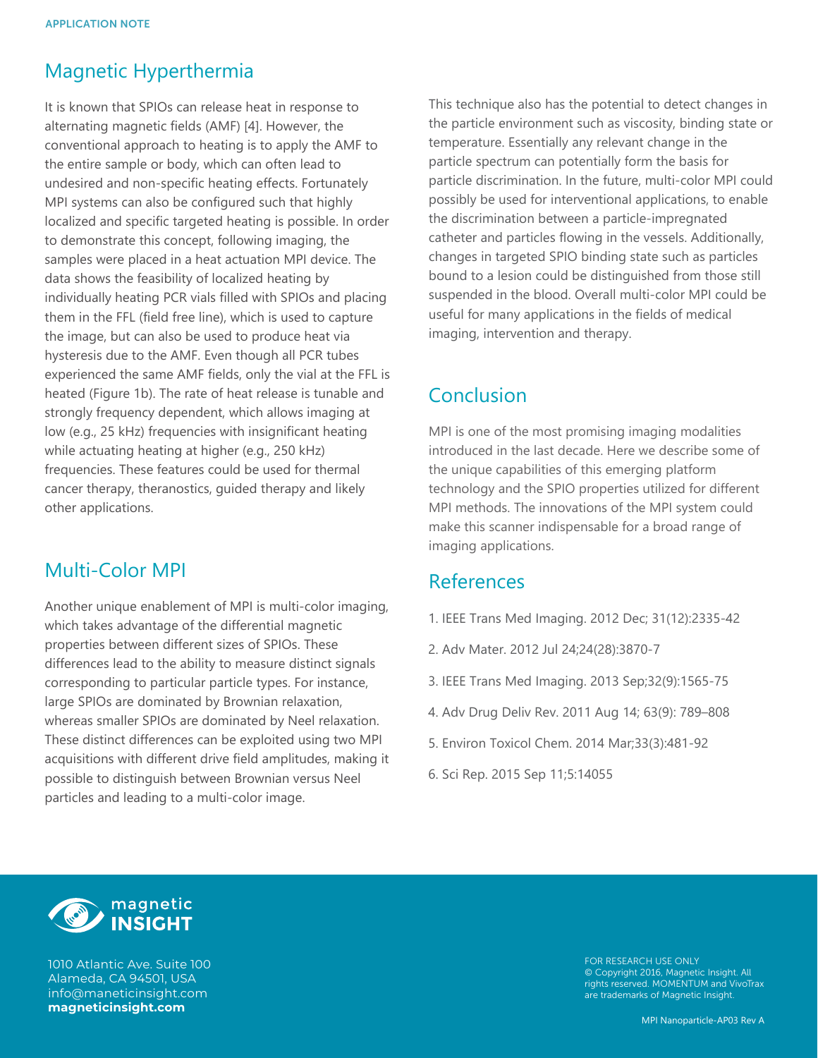## Magnetic Hyperthermia

It is known that SPIOs can release heat in response to alternating magnetic fields (AMF) [4]. However, the conventional approach to heating is to apply the AMF to the entire sample or body, which can often lead to undesired and non-specific heating effects. Fortunately MPI systems can also be configured such that highly localized and specific targeted heating is possible. In order to demonstrate this concept, following imaging, the samples were placed in a heat actuation MPI device. The data shows the feasibility of localized heating by individually heating PCR vials filled with SPIOs and placing them in the FFL (field free line), which is used to capture the image, but can also be used to produce heat via hysteresis due to the AMF. Even though all PCR tubes experienced the same AMF fields, only the vial at the FFL is heated (Figure 1b). The rate of heat release is tunable and strongly frequency dependent, which allows imaging at low (e.g., 25 kHz) frequencies with insignificant heating while actuating heating at higher (e.g., 250 kHz) frequencies. These features could be used for thermal cancer therapy, theranostics, guided therapy and likely other applications.

## Multi-Color MPI

Another unique enablement of MPI is multi-color imaging, which takes advantage of the differential magnetic properties between different sizes of SPIOs. These differences lead to the ability to measure distinct signals corresponding to particular particle types. For instance, large SPIOs are dominated by Brownian relaxation, whereas smaller SPIOs are dominated by Neel relaxation. These distinct differences can be exploited using two MPI acquisitions with different drive field amplitudes, making it possible to distinguish between Brownian versus Neel particles and leading to a multi-color image.

This technique also has the potential to detect changes in the particle environment such as viscosity, binding state or temperature. Essentially any relevant change in the particle spectrum can potentially form the basis for particle discrimination. In the future, multi-color MPI could possibly be used for interventional applications, to enable the discrimination between a particle-impregnated catheter and particles flowing in the vessels. Additionally, changes in targeted SPIO binding state such as particles bound to a lesion could be distinguished from those still suspended in the blood. Overall multi-color MPI could be useful for many applications in the fields of medical imaging, intervention and therapy.

## Conclusion

MPI is one of the most promising imaging modalities introduced in the last decade. Here we describe some of the unique capabilities of this emerging platform technology and the SPIO properties utilized for different MPI methods. The innovations of the MPI system could make this scanner indispensable for a broad range of imaging applications.

## References

1. IEEE Trans Med Imaging. 2012 Dec; 31(12):2335-42
2. Adv Mater. 2012 Jul 24;24(28):3870-7
3. IEEE Trans Med Imaging. 2013 Sep;32(9):1565-75
4. Adv Drug Deliv Rev. 2011 Aug 14; 63(9): 789–808
5. Environ Toxicol Chem. 2014 Mar;33(3):481-92
6. Sci Rep. 2015 Sep 11;5:14055

magnetic INSIGHT

1010 Atlantic Ave. Suite 100
Alameda, CA 94501, USA
info@maneticinsight.com
**magneticinsight.com**

FOR RESEARCH USE ONLY
© Copyright 2016, Magnetic Insight. All rights reserved. MOMENTUM and VivoTrax are trademarks of Magnetic Insight.

MPI Nanoparticle-AP03 Rev A